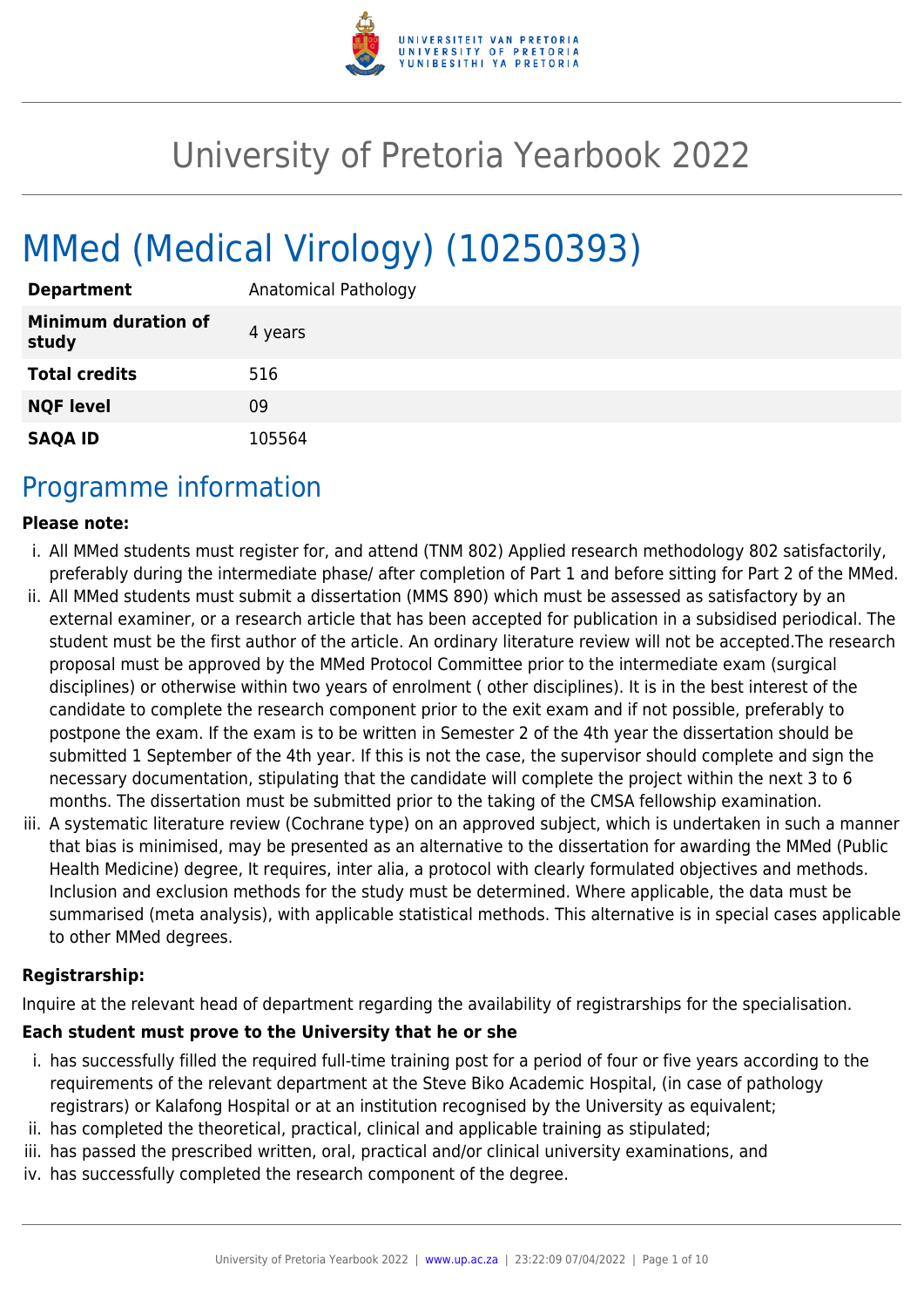# University of Pretoria Yearbook 2022

# MMed (Medical Virology) (10250393)

| | |
|---|---|
| **Department** | Anatomical Pathology |
| **Minimum duration of study** | 4 years |
| **Total credits** | 516 |
| **NQF level** | 09 |
| **SAQA ID** | 105564 |

## Programme information

**Please note:**

i. All MMed students must register for, and attend (TNM 802) Applied research methodology 802 satisfactorily, preferably during the intermediate phase/ after completion of Part 1 and before sitting for Part 2 of the MMed.
ii. All MMed students must submit a dissertation (MMS 890) which must be assessed as satisfactory by an external examiner, or a research article that has been accepted for publication in a subsidised periodical. The student must be the first author of the article. An ordinary literature review will not be accepted.The research proposal must be approved by the MMed Protocol Committee prior to the intermediate exam (surgical disciplines) or otherwise within two years of enrolment ( other disciplines). It is in the best interest of the candidate to complete the research component prior to the exit exam and if not possible, preferably to postpone the exam. If the exam is to be written in Semester 2 of the 4th year the dissertation should be submitted 1 September of the 4th year. If this is not the case, the supervisor should complete and sign the necessary documentation, stipulating that the candidate will complete the project within the next 3 to 6 months. The dissertation must be submitted prior to the taking of the CMSA fellowship examination.
iii. A systematic literature review (Cochrane type) on an approved subject, which is undertaken in such a manner that bias is minimised, may be presented as an alternative to the dissertation for awarding the MMed (Public Health Medicine) degree, It requires, inter alia, a protocol with clearly formulated objectives and methods. Inclusion and exclusion methods for the study must be determined. Where applicable, the data must be summarised (meta analysis), with applicable statistical methods. This alternative is in special cases applicable to other MMed degrees.

**Registrarship:**

Inquire at the relevant head of department regarding the availability of registrarships for the specialisation.

**Each student must prove to the University that he or she**

i. has successfully filled the required full-time training post for a period of four or five years according to the requirements of the relevant department at the Steve Biko Academic Hospital, (in case of pathology registrars) or Kalafong Hospital or at an institution recognised by the University as equivalent;
ii. has completed the theoretical, practical, clinical and applicable training as stipulated;
iii. has passed the prescribed written, oral, practical and/or clinical university examinations, and
iv. has successfully completed the research component of the degree.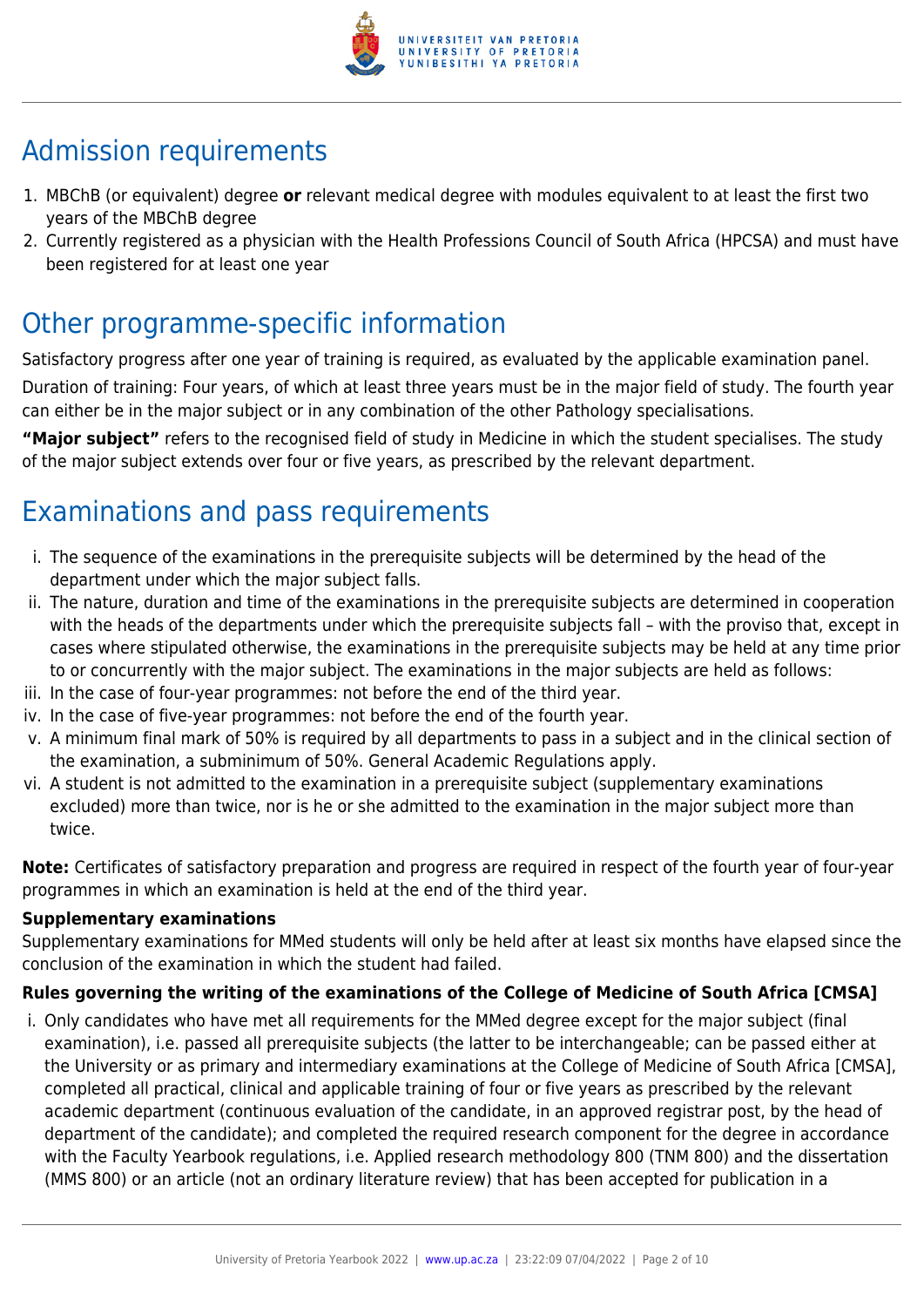## Admission requirements

1. MBChB (or equivalent) degree **or** relevant medical degree with modules equivalent to at least the first two years of the MBChB degree
2. Currently registered as a physician with the Health Professions Council of South Africa (HPCSA) and must have been registered for at least one year

## Other programme-specific information

Satisfactory progress after one year of training is required, as evaluated by the applicable examination panel.

Duration of training: Four years, of which at least three years must be in the major field of study. The fourth year can either be in the major subject or in any combination of the other Pathology specialisations.

**"Major subject"** refers to the recognised field of study in Medicine in which the student specialises. The study of the major subject extends over four or five years, as prescribed by the relevant department.

## Examinations and pass requirements

i. The sequence of the examinations in the prerequisite subjects will be determined by the head of the department under which the major subject falls.
ii. The nature, duration and time of the examinations in the prerequisite subjects are determined in cooperation with the heads of the departments under which the prerequisite subjects fall – with the proviso that, except in cases where stipulated otherwise, the examinations in the prerequisite subjects may be held at any time prior to or concurrently with the major subject. The examinations in the major subjects are held as follows:
iii. In the case of four-year programmes: not before the end of the third year.
iv. In the case of five-year programmes: not before the end of the fourth year.
v. A minimum final mark of 50% is required by all departments to pass in a subject and in the clinical section of the examination, a subminimum of 50%. General Academic Regulations apply.
vi. A student is not admitted to the examination in a prerequisite subject (supplementary examinations excluded) more than twice, nor is he or she admitted to the examination in the major subject more than twice.

**Note:** Certificates of satisfactory preparation and progress are required in respect of the fourth year of four-year programmes in which an examination is held at the end of the third year.

**Supplementary examinations**

Supplementary examinations for MMed students will only be held after at least six months have elapsed since the conclusion of the examination in which the student had failed.

**Rules governing the writing of the examinations of the College of Medicine of South Africa [CMSA]**

i. Only candidates who have met all requirements for the MMed degree except for the major subject (final examination), i.e. passed all prerequisite subjects (the latter to be interchangeable; can be passed either at the University or as primary and intermediary examinations at the College of Medicine of South Africa [CMSA], completed all practical, clinical and applicable training of four or five years as prescribed by the relevant academic department (continuous evaluation of the candidate, in an approved registrar post, by the head of department of the candidate); and completed the required research component for the degree in accordance with the Faculty Yearbook regulations, i.e. Applied research methodology 800 (TNM 800) and the dissertation (MMS 800) or an article (not an ordinary literature review) that has been accepted for publication in a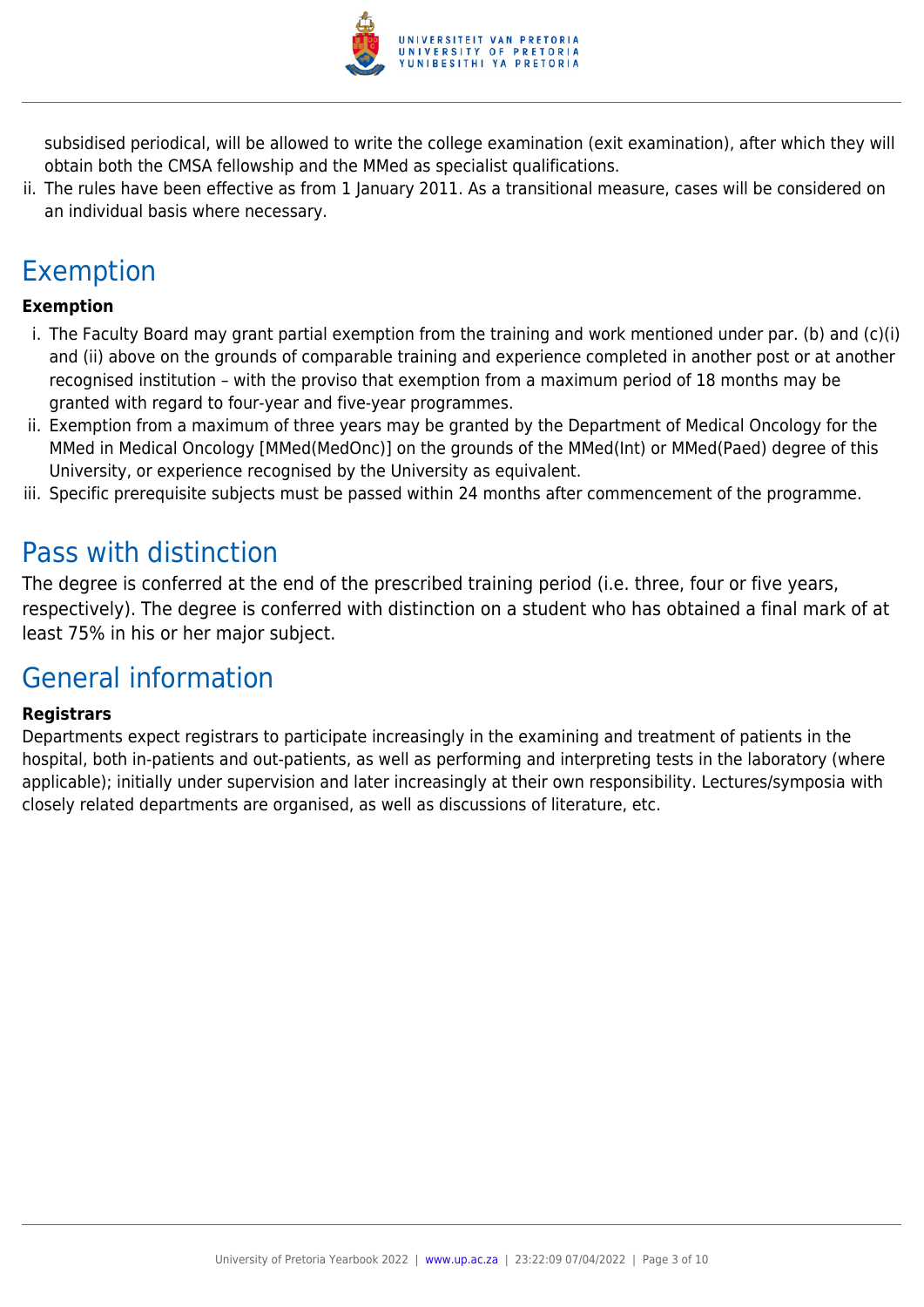subsidised periodical, will be allowed to write the college examination (exit examination), after which they will obtain both the CMSA fellowship and the MMed as specialist qualifications.

ii. The rules have been effective as from 1 January 2011. As a transitional measure, cases will be considered on an individual basis where necessary.

## Exemption

**Exemption**

i. The Faculty Board may grant partial exemption from the training and work mentioned under par. (b) and (c)(i) and (ii) above on the grounds of comparable training and experience completed in another post or at another recognised institution – with the proviso that exemption from a maximum period of 18 months may be granted with regard to four-year and five-year programmes.

ii. Exemption from a maximum of three years may be granted by the Department of Medical Oncology for the MMed in Medical Oncology [MMed(MedOnc)] on the grounds of the MMed(Int) or MMed(Paed) degree of this University, or experience recognised by the University as equivalent.

iii. Specific prerequisite subjects must be passed within 24 months after commencement of the programme.

## Pass with distinction

The degree is conferred at the end of the prescribed training period (i.e. three, four or five years, respectively). The degree is conferred with distinction on a student who has obtained a final mark of at least 75% in his or her major subject.

## General information

**Registrars**

Departments expect registrars to participate increasingly in the examining and treatment of patients in the hospital, both in-patients and out-patients, as well as performing and interpreting tests in the laboratory (where applicable); initially under supervision and later increasingly at their own responsibility. Lectures/symposia with closely related departments are organised, as well as discussions of literature, etc.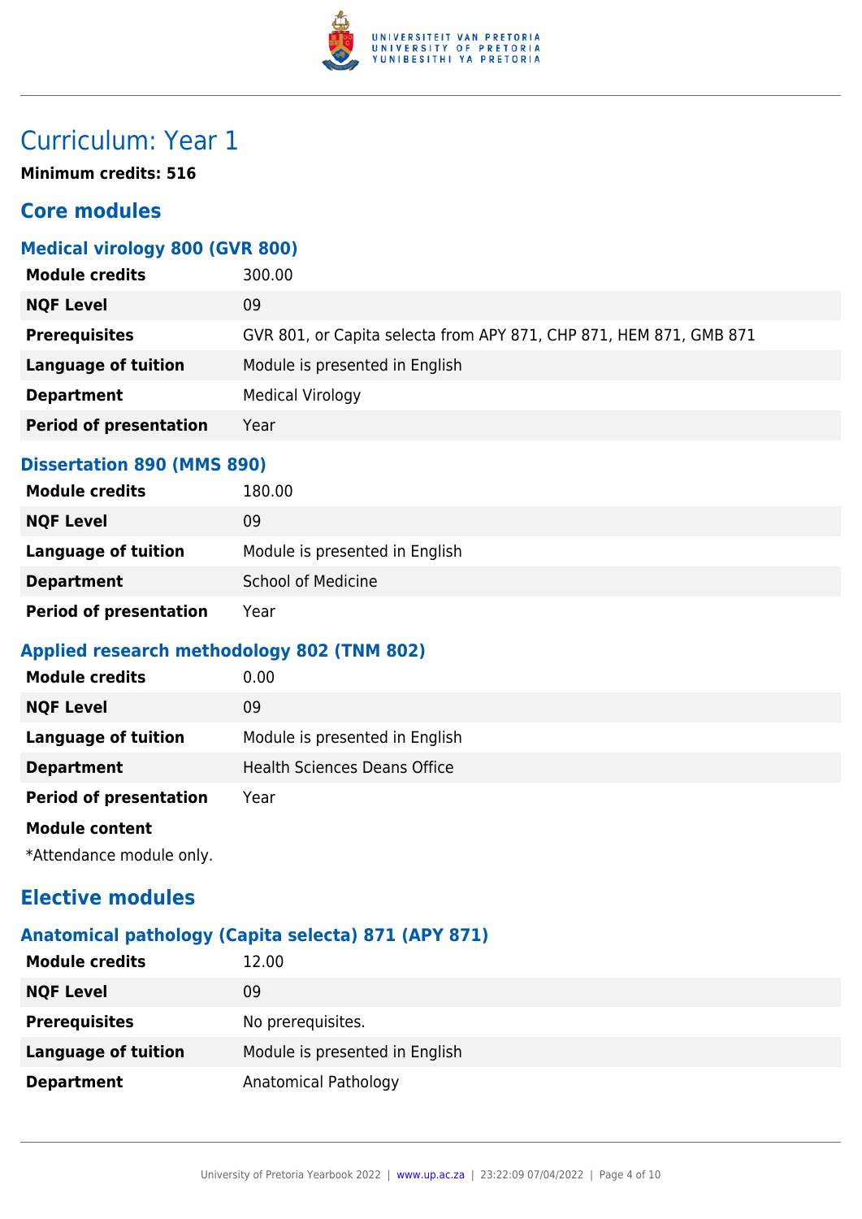# Curriculum: Year 1

**Minimum credits: 516**

## Core modules

### Medical virology 800 (GVR 800)

| | |
|---|---|
| **Module credits** | 300.00 |
| **NQF Level** | 09 |
| **Prerequisites** | GVR 801, or Capita selecta from APY 871, CHP 871, HEM 871, GMB 871 |
| **Language of tuition** | Module is presented in English |
| **Department** | Medical Virology |
| **Period of presentation** | Year |

### Dissertation 890 (MMS 890)

| | |
|---|---|
| **Module credits** | 180.00 |
| **NQF Level** | 09 |
| **Language of tuition** | Module is presented in English |
| **Department** | School of Medicine |
| **Period of presentation** | Year |

### Applied research methodology 802 (TNM 802)

| | |
|---|---|
| **Module credits** | 0.00 |
| **NQF Level** | 09 |
| **Language of tuition** | Module is presented in English |
| **Department** | Health Sciences Deans Office |
| **Period of presentation** | Year |

**Module content**

*Attendance module only.

## Elective modules

### Anatomical pathology (Capita selecta) 871 (APY 871)

| | |
|---|---|
| **Module credits** | 12.00 |
| **NQF Level** | 09 |
| **Prerequisites** | No prerequisites. |
| **Language of tuition** | Module is presented in English |
| **Department** | Anatomical Pathology |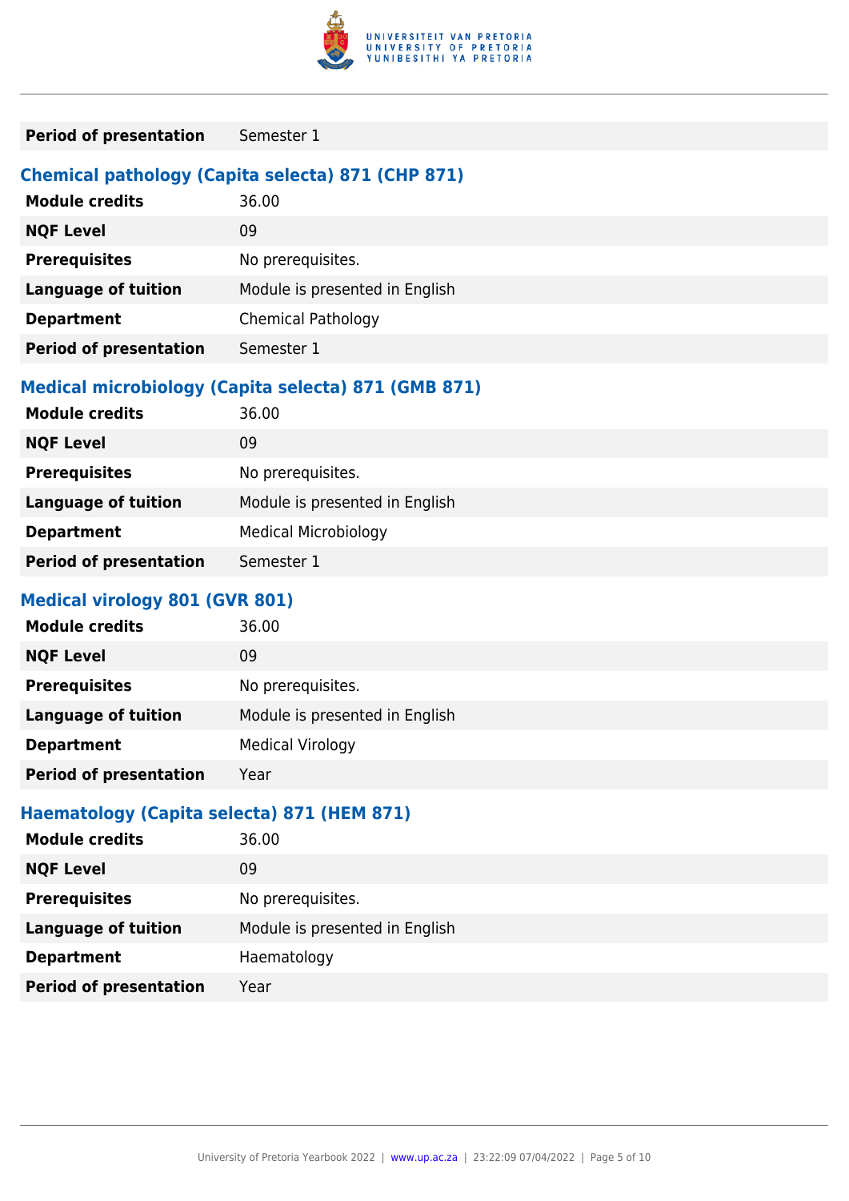| | |
|---|---|
| **Period of presentation** | Semester 1 |

### Chemical pathology (Capita selecta) 871 (CHP 871)

| | |
|---|---|
| **Module credits** | 36.00 |
| **NQF Level** | 09 |
| **Prerequisites** | No prerequisites. |
| **Language of tuition** | Module is presented in English |
| **Department** | Chemical Pathology |
| **Period of presentation** | Semester 1 |

### Medical microbiology (Capita selecta) 871 (GMB 871)

| | |
|---|---|
| **Module credits** | 36.00 |
| **NQF Level** | 09 |
| **Prerequisites** | No prerequisites. |
| **Language of tuition** | Module is presented in English |
| **Department** | Medical Microbiology |
| **Period of presentation** | Semester 1 |

### Medical virology 801 (GVR 801)

| | |
|---|---|
| **Module credits** | 36.00 |
| **NQF Level** | 09 |
| **Prerequisites** | No prerequisites. |
| **Language of tuition** | Module is presented in English |
| **Department** | Medical Virology |
| **Period of presentation** | Year |

### Haematology (Capita selecta) 871 (HEM 871)

| | |
|---|---|
| **Module credits** | 36.00 |
| **NQF Level** | 09 |
| **Prerequisites** | No prerequisites. |
| **Language of tuition** | Module is presented in English |
| **Department** | Haematology |
| **Period of presentation** | Year |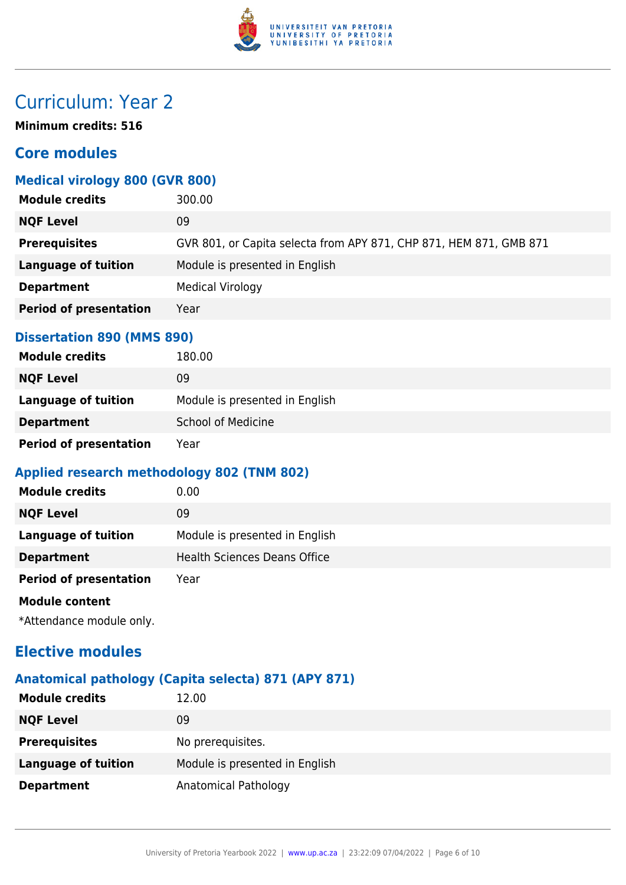# Curriculum: Year 2

**Minimum credits: 516**

## Core modules

### Medical virology 800 (GVR 800)

| | |
|---|---|
| **Module credits** | 300.00 |
| **NQF Level** | 09 |
| **Prerequisites** | GVR 801, or Capita selecta from APY 871, CHP 871, HEM 871, GMB 871 |
| **Language of tuition** | Module is presented in English |
| **Department** | Medical Virology |
| **Period of presentation** | Year |

### Dissertation 890 (MMS 890)

| | |
|---|---|
| **Module credits** | 180.00 |
| **NQF Level** | 09 |
| **Language of tuition** | Module is presented in English |
| **Department** | School of Medicine |
| **Period of presentation** | Year |

### Applied research methodology 802 (TNM 802)

| | |
|---|---|
| **Module credits** | 0.00 |
| **NQF Level** | 09 |
| **Language of tuition** | Module is presented in English |
| **Department** | Health Sciences Deans Office |
| **Period of presentation** | Year |

**Module content**

*Attendance module only.

## Elective modules

### Anatomical pathology (Capita selecta) 871 (APY 871)

| | |
|---|---|
| **Module credits** | 12.00 |
| **NQF Level** | 09 |
| **Prerequisites** | No prerequisites. |
| **Language of tuition** | Module is presented in English |
| **Department** | Anatomical Pathology |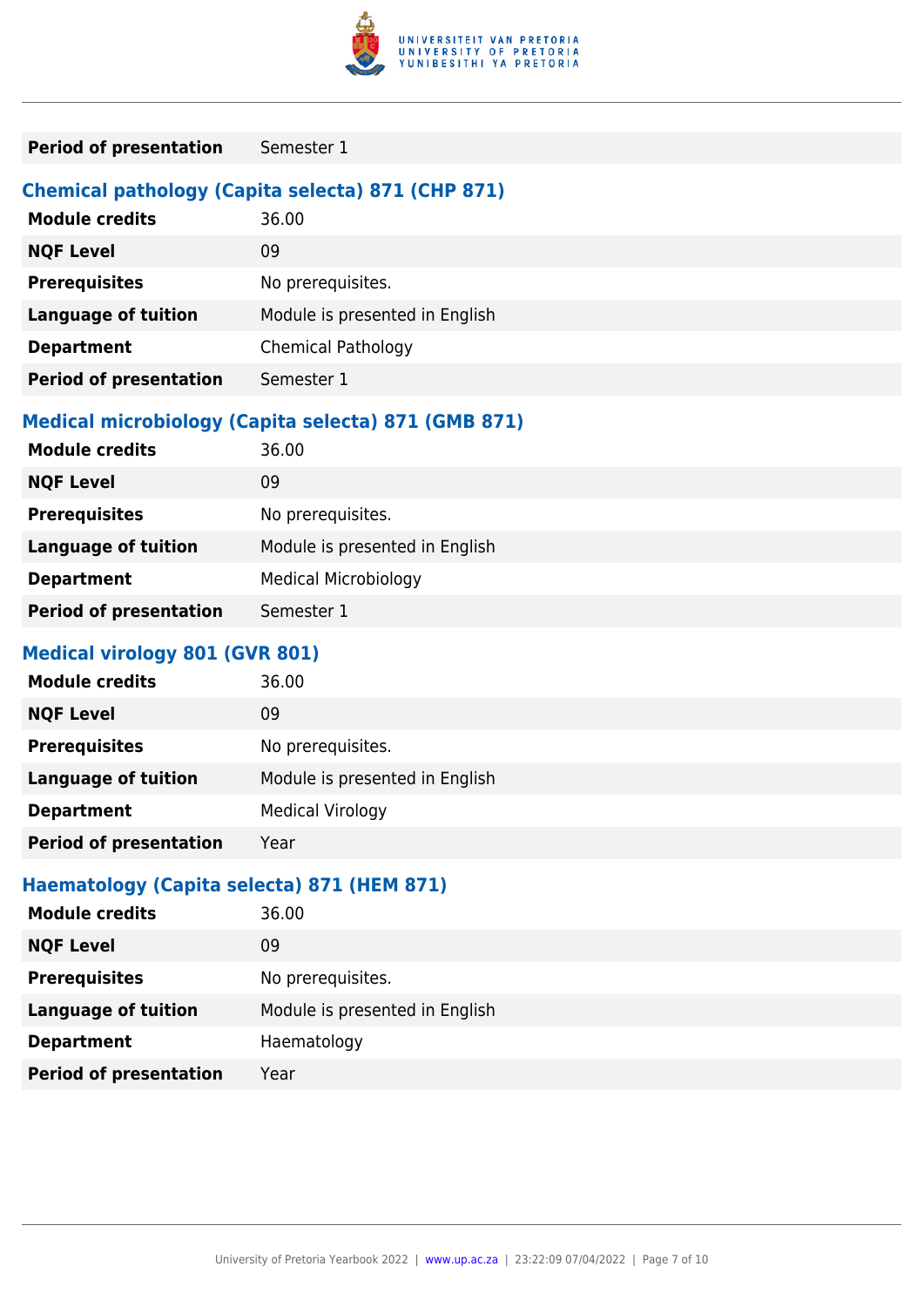| | |
|---|---|
| **Period of presentation** | Semester 1 |

### Chemical pathology (Capita selecta) 871 (CHP 871)

| | |
|---|---|
| **Module credits** | 36.00 |
| **NQF Level** | 09 |
| **Prerequisites** | No prerequisites. |
| **Language of tuition** | Module is presented in English |
| **Department** | Chemical Pathology |
| **Period of presentation** | Semester 1 |

### Medical microbiology (Capita selecta) 871 (GMB 871)

| | |
|---|---|
| **Module credits** | 36.00 |
| **NQF Level** | 09 |
| **Prerequisites** | No prerequisites. |
| **Language of tuition** | Module is presented in English |
| **Department** | Medical Microbiology |
| **Period of presentation** | Semester 1 |

### Medical virology 801 (GVR 801)

| | |
|---|---|
| **Module credits** | 36.00 |
| **NQF Level** | 09 |
| **Prerequisites** | No prerequisites. |
| **Language of tuition** | Module is presented in English |
| **Department** | Medical Virology |
| **Period of presentation** | Year |

### Haematology (Capita selecta) 871 (HEM 871)

| | |
|---|---|
| **Module credits** | 36.00 |
| **NQF Level** | 09 |
| **Prerequisites** | No prerequisites. |
| **Language of tuition** | Module is presented in English |
| **Department** | Haematology |
| **Period of presentation** | Year |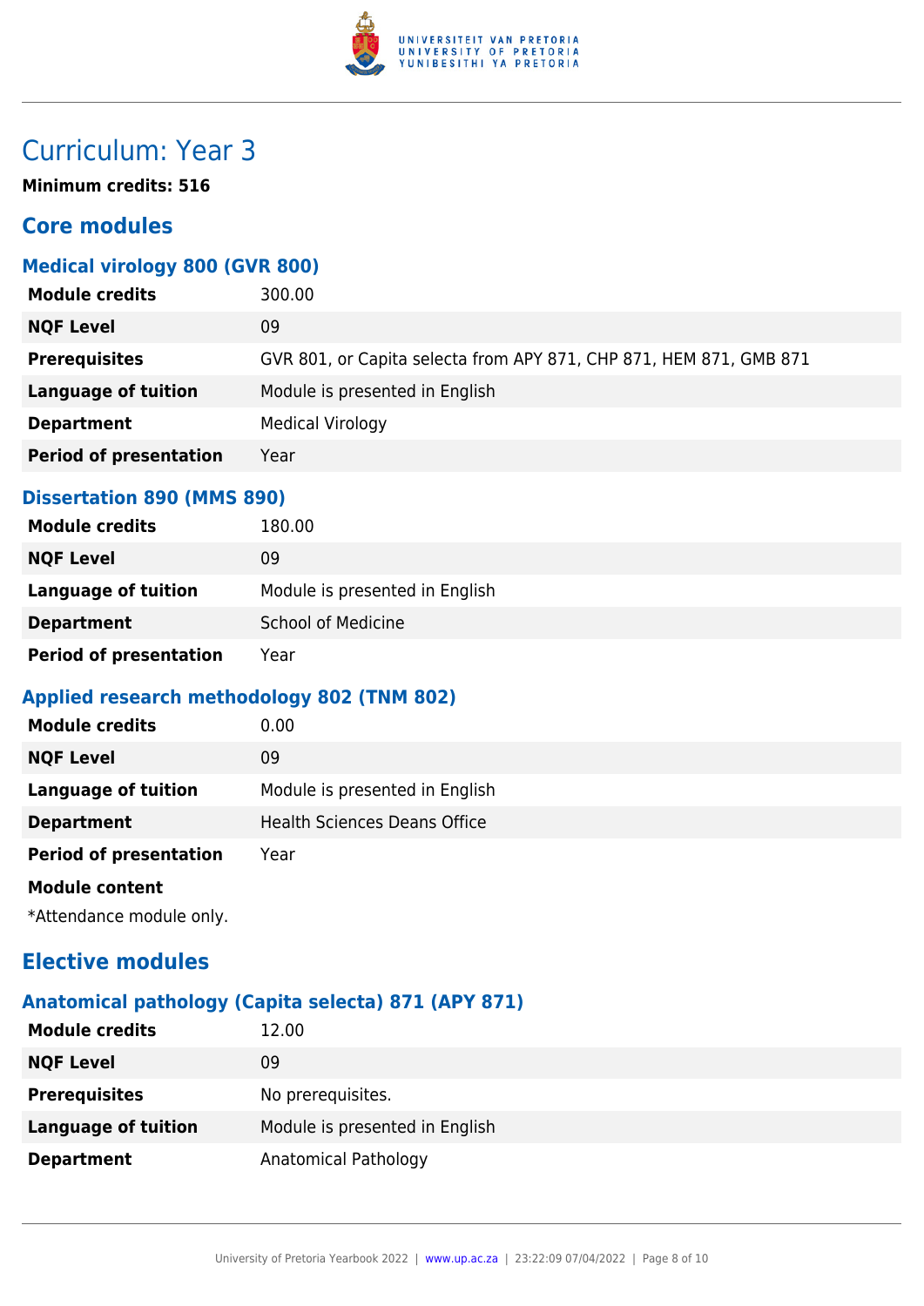# Curriculum: Year 3

**Minimum credits: 516**

## Core modules

### Medical virology 800 (GVR 800)

| | |
|---|---|
| **Module credits** | 300.00 |
| **NQF Level** | 09 |
| **Prerequisites** | GVR 801, or Capita selecta from APY 871, CHP 871, HEM 871, GMB 871 |
| **Language of tuition** | Module is presented in English |
| **Department** | Medical Virology |
| **Period of presentation** | Year |

### Dissertation 890 (MMS 890)

| | |
|---|---|
| **Module credits** | 180.00 |
| **NQF Level** | 09 |
| **Language of tuition** | Module is presented in English |
| **Department** | School of Medicine |
| **Period of presentation** | Year |

### Applied research methodology 802 (TNM 802)

| | |
|---|---|
| **Module credits** | 0.00 |
| **NQF Level** | 09 |
| **Language of tuition** | Module is presented in English |
| **Department** | Health Sciences Deans Office |
| **Period of presentation** | Year |

**Module content**

*Attendance module only.

## Elective modules

### Anatomical pathology (Capita selecta) 871 (APY 871)

| | |
|---|---|
| **Module credits** | 12.00 |
| **NQF Level** | 09 |
| **Prerequisites** | No prerequisites. |
| **Language of tuition** | Module is presented in English |
| **Department** | Anatomical Pathology |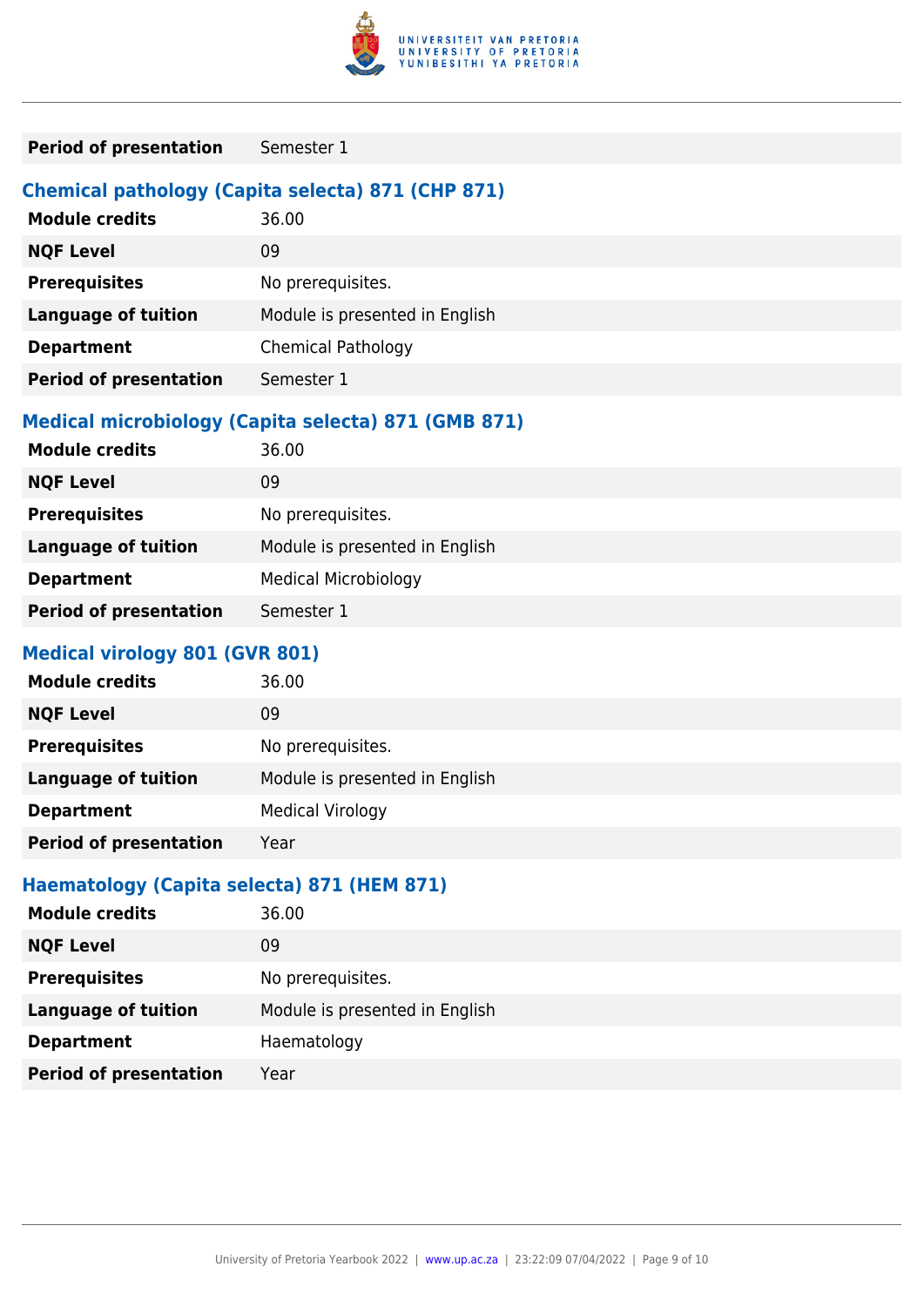| | |
|---|---|
| **Period of presentation** | Semester 1 |

### Chemical pathology (Capita selecta) 871 (CHP 871)

| | |
|---|---|
| **Module credits** | 36.00 |
| **NQF Level** | 09 |
| **Prerequisites** | No prerequisites. |
| **Language of tuition** | Module is presented in English |
| **Department** | Chemical Pathology |
| **Period of presentation** | Semester 1 |

### Medical microbiology (Capita selecta) 871 (GMB 871)

| | |
|---|---|
| **Module credits** | 36.00 |
| **NQF Level** | 09 |
| **Prerequisites** | No prerequisites. |
| **Language of tuition** | Module is presented in English |
| **Department** | Medical Microbiology |
| **Period of presentation** | Semester 1 |

### Medical virology 801 (GVR 801)

| | |
|---|---|
| **Module credits** | 36.00 |
| **NQF Level** | 09 |
| **Prerequisites** | No prerequisites. |
| **Language of tuition** | Module is presented in English |
| **Department** | Medical Virology |
| **Period of presentation** | Year |

### Haematology (Capita selecta) 871 (HEM 871)

| | |
|---|---|
| **Module credits** | 36.00 |
| **NQF Level** | 09 |
| **Prerequisites** | No prerequisites. |
| **Language of tuition** | Module is presented in English |
| **Department** | Haematology |
| **Period of presentation** | Year |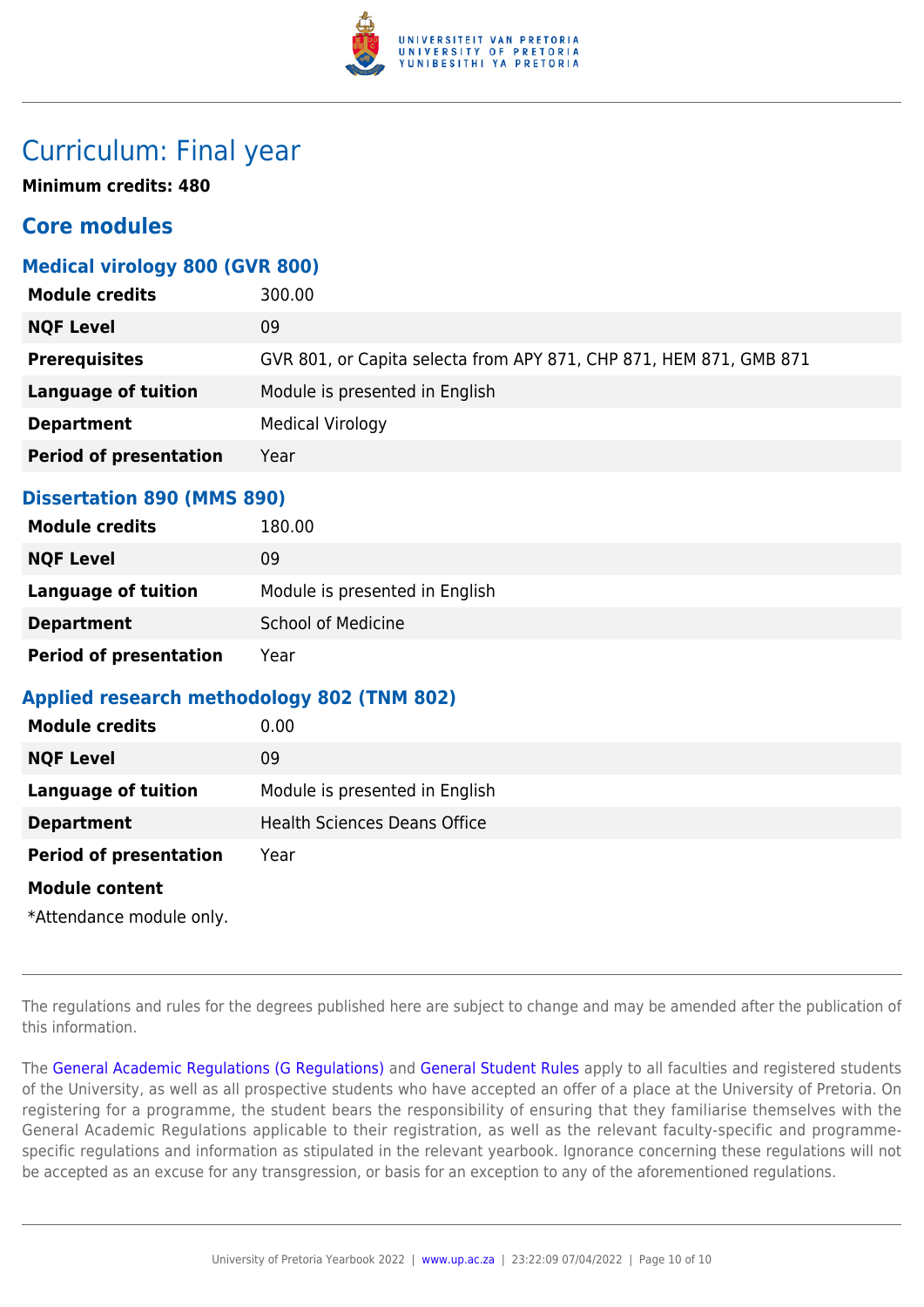# Curriculum: Final year

**Minimum credits: 480**

## Core modules

### Medical virology 800 (GVR 800)

| | |
|---|---|
| **Module credits** | 300.00 |
| **NQF Level** | 09 |
| **Prerequisites** | GVR 801, or Capita selecta from APY 871, CHP 871, HEM 871, GMB 871 |
| **Language of tuition** | Module is presented in English |
| **Department** | Medical Virology |
| **Period of presentation** | Year |

### Dissertation 890 (MMS 890)

| | |
|---|---|
| **Module credits** | 180.00 |
| **NQF Level** | 09 |
| **Language of tuition** | Module is presented in English |
| **Department** | School of Medicine |
| **Period of presentation** | Year |

### Applied research methodology 802 (TNM 802)

| | |
|---|---|
| **Module credits** | 0.00 |
| **NQF Level** | 09 |
| **Language of tuition** | Module is presented in English |
| **Department** | Health Sciences Deans Office |
| **Period of presentation** | Year |

**Module content**

*Attendance module only.

---

The regulations and rules for the degrees published here are subject to change and may be amended after the publication of this information.

The General Academic Regulations (G Regulations) and General Student Rules apply to all faculties and registered students of the University, as well as all prospective students who have accepted an offer of a place at the University of Pretoria. On registering for a programme, the student bears the responsibility of ensuring that they familiarise themselves with the General Academic Regulations applicable to their registration, as well as the relevant faculty-specific and programme-specific regulations and information as stipulated in the relevant yearbook. Ignorance concerning these regulations will not be accepted as an excuse for any transgression, or basis for an exception to any of the aforementioned regulations.